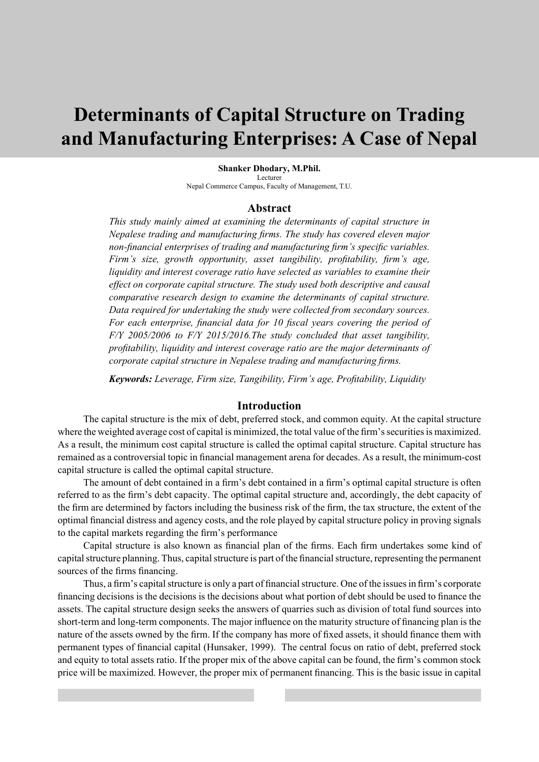# Determinants of Capital Structure on Trading and Manufacturing Enterprises: A Case of Nepal

**Shanker Dhodary, M.Phil.**
Lecturer
Nepal Commerce Campus, Faculty of Management, T.U.

## Abstract

*This study mainly aimed at examining the determinants of capital structure in Nepalese trading and manufacturing firms. The study has covered eleven major non-financial enterprises of trading and manufacturing firm's specific variables. Firm's size, growth opportunity, asset tangibility, profitability, firm's age, liquidity and interest coverage ratio have selected as variables to examine their effect on corporate capital structure. The study used both descriptive and causal comparative research design to examine the determinants of capital structure. Data required for undertaking the study were collected from secondary sources. For each enterprise, financial data for 10 fiscal years covering the period of F/Y 2005/2006 to F/Y 2015/2016.The study concluded that asset tangibility, profitability, liquidity and interest coverage ratio are the major determinants of corporate capital structure in Nepalese trading and manufacturing firms.*

***Keywords:*** *Leverage, Firm size, Tangibility, Firm's age, Profitability, Liquidity*

## Introduction

The capital structure is the mix of debt, preferred stock, and common equity. At the capital structure where the weighted average cost of capital is minimized, the total value of the firm's securities is maximized. As a result, the minimum cost capital structure is called the optimal capital structure. Capital structure has remained as a controversial topic in financial management arena for decades. As a result, the minimum-cost capital structure is called the optimal capital structure.

The amount of debt contained in a firm's debt contained in a firm's optimal capital structure is often referred to as the firm's debt capacity. The optimal capital structure and, accordingly, the debt capacity of the firm are determined by factors including the business risk of the firm, the tax structure, the extent of the optimal financial distress and agency costs, and the role played by capital structure policy in proving signals to the capital markets regarding the firm's performance

Capital structure is also known as financial plan of the firms. Each firm undertakes some kind of capital structure planning. Thus, capital structure is part of the financial structure, representing the permanent sources of the firms financing.

Thus, a firm's capital structure is only a part of financial structure. One of the issues in firm's corporate financing decisions is the decisions is the decisions about what portion of debt should be used to finance the assets. The capital structure design seeks the answers of quarries such as division of total fund sources into short-term and long-term components. The major influence on the maturity structure of financing plan is the nature of the assets owned by the firm. If the company has more of fixed assets, it should finance them with permanent types of financial capital (Hunsaker, 1999). The central focus on ratio of debt, preferred stock and equity to total assets ratio. If the proper mix of the above capital can be found, the firm's common stock price will be maximized. However, the proper mix of permanent financing. This is the basic issue in capital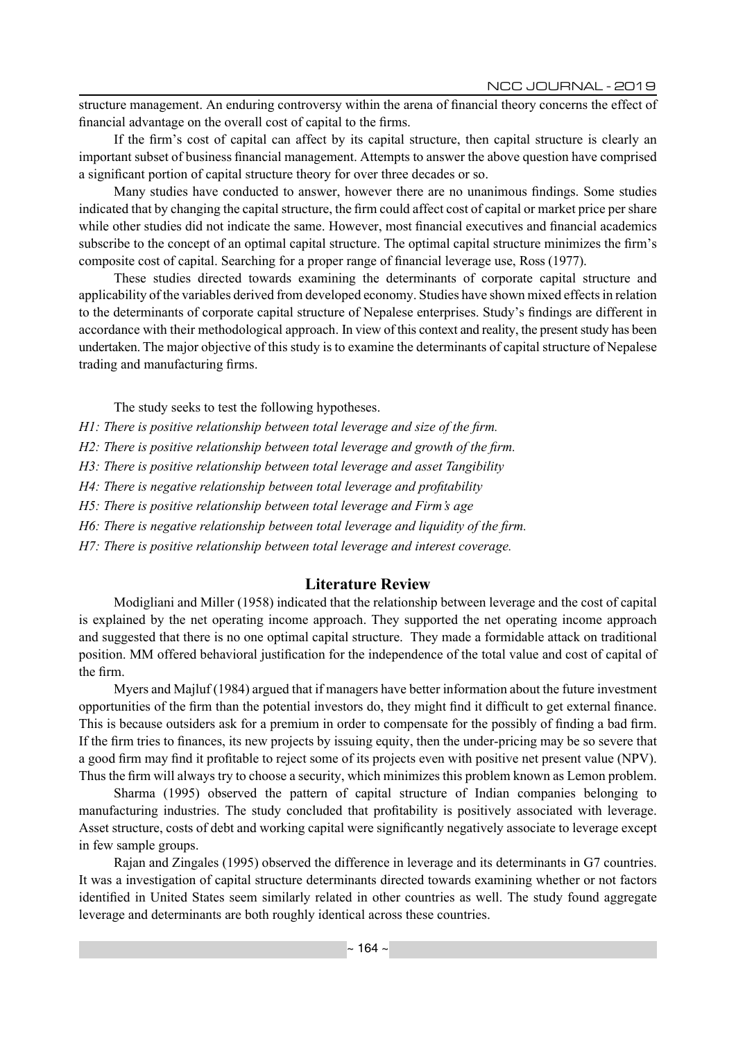structure management. An enduring controversy within the arena of financial theory concerns the effect of financial advantage on the overall cost of capital to the firms.

If the firm's cost of capital can affect by its capital structure, then capital structure is clearly an important subset of business financial management. Attempts to answer the above question have comprised a significant portion of capital structure theory for over three decades or so.

Many studies have conducted to answer, however there are no unanimous findings. Some studies indicated that by changing the capital structure, the firm could affect cost of capital or market price per share while other studies did not indicate the same. However, most financial executives and financial academics subscribe to the concept of an optimal capital structure. The optimal capital structure minimizes the firm's composite cost of capital. Searching for a proper range of financial leverage use, Ross (1977).

These studies directed towards examining the determinants of corporate capital structure and applicability of the variables derived from developed economy. Studies have shown mixed effects in relation to the determinants of corporate capital structure of Nepalese enterprises. Study's findings are different in accordance with their methodological approach. In view of this context and reality, the present study has been undertaken. The major objective of this study is to examine the determinants of capital structure of Nepalese trading and manufacturing firms.

The study seeks to test the following hypotheses.

*H1: There is positive relationship between total leverage and size of the firm.*

*H2: There is positive relationship between total leverage and growth of the firm.*

*H3: There is positive relationship between total leverage and asset Tangibility*

*H4: There is negative relationship between total leverage and profitability*

*H5: There is positive relationship between total leverage and Firm's age*

*H6: There is negative relationship between total leverage and liquidity of the firm.*

*H7: There is positive relationship between total leverage and interest coverage.*

## Literature Review

Modigliani and Miller (1958) indicated that the relationship between leverage and the cost of capital is explained by the net operating income approach. They supported the net operating income approach and suggested that there is no one optimal capital structure. They made a formidable attack on traditional position. MM offered behavioral justification for the independence of the total value and cost of capital of the firm.

Myers and Majluf (1984) argued that if managers have better information about the future investment opportunities of the firm than the potential investors do, they might find it difficult to get external finance. This is because outsiders ask for a premium in order to compensate for the possibly of finding a bad firm. If the firm tries to finances, its new projects by issuing equity, then the under-pricing may be so severe that a good firm may find it profitable to reject some of its projects even with positive net present value (NPV). Thus the firm will always try to choose a security, which minimizes this problem known as Lemon problem.

Sharma (1995) observed the pattern of capital structure of Indian companies belonging to manufacturing industries. The study concluded that profitability is positively associated with leverage. Asset structure, costs of debt and working capital were significantly negatively associate to leverage except in few sample groups.

Rajan and Zingales (1995) observed the difference in leverage and its determinants in G7 countries. It was a investigation of capital structure determinants directed towards examining whether or not factors identified in United States seem similarly related in other countries as well. The study found aggregate leverage and determinants are both roughly identical across these countries.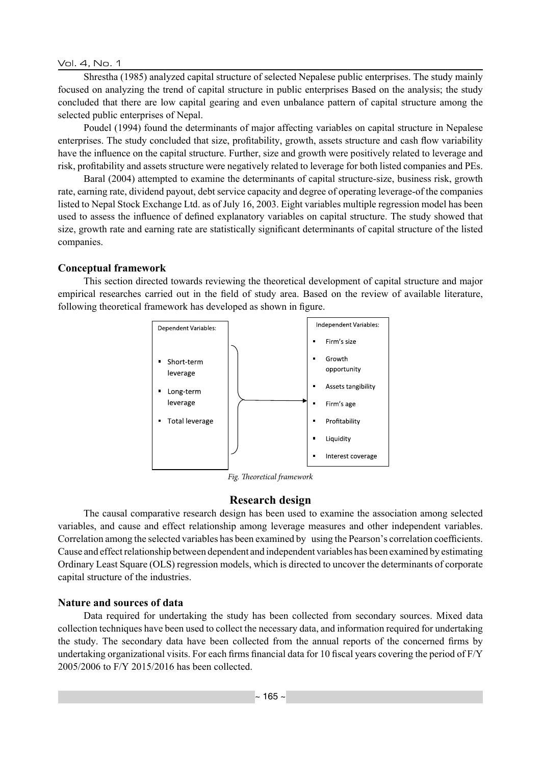Shrestha (1985) analyzed capital structure of selected Nepalese public enterprises. The study mainly focused on analyzing the trend of capital structure in public enterprises Based on the analysis; the study concluded that there are low capital gearing and even unbalance pattern of capital structure among the selected public enterprises of Nepal.

Poudel (1994) found the determinants of major affecting variables on capital structure in Nepalese enterprises. The study concluded that size, profitability, growth, assets structure and cash flow variability have the influence on the capital structure. Further, size and growth were positively related to leverage and risk, profitability and assets structure were negatively related to leverage for both listed companies and PEs.

Baral (2004) attempted to examine the determinants of capital structure-size, business risk, growth rate, earning rate, dividend payout, debt service capacity and degree of operating leverage-of the companies listed to Nepal Stock Exchange Ltd. as of July 16, 2003. Eight variables multiple regression model has been used to assess the influence of defined explanatory variables on capital structure. The study showed that size, growth rate and earning rate are statistically significant determinants of capital structure of the listed companies.

### Conceptual framework

This section directed towards reviewing the theoretical development of capital structure and major empirical researches carried out in the field of study area. Based on the review of available literature, following theoretical framework has developed as shown in figure.

Dependent Variables:

- Short-term leverage
- Long-term leverage
- Total leverage

Independent Variables:

- Firm's size
- Growth opportunity
- Assets tangibility
- Firm's age
- Profitability
- Liquidity
- Interest coverage

*Fig. Theoretical framework*

## Research design

The causal comparative research design has been used to examine the association among selected variables, and cause and effect relationship among leverage measures and other independent variables. Correlation among the selected variables has been examined by using the Pearson's correlation coefficients. Cause and effect relationship between dependent and independent variables has been examined by estimating Ordinary Least Square (OLS) regression models, which is directed to uncover the determinants of corporate capital structure of the industries.

### Nature and sources of data

Data required for undertaking the study has been collected from secondary sources. Mixed data collection techniques have been used to collect the necessary data, and information required for undertaking the study. The secondary data have been collected from the annual reports of the concerned firms by undertaking organizational visits. For each firms financial data for 10 fiscal years covering the period of F/Y 2005/2006 to F/Y 2015/2016 has been collected.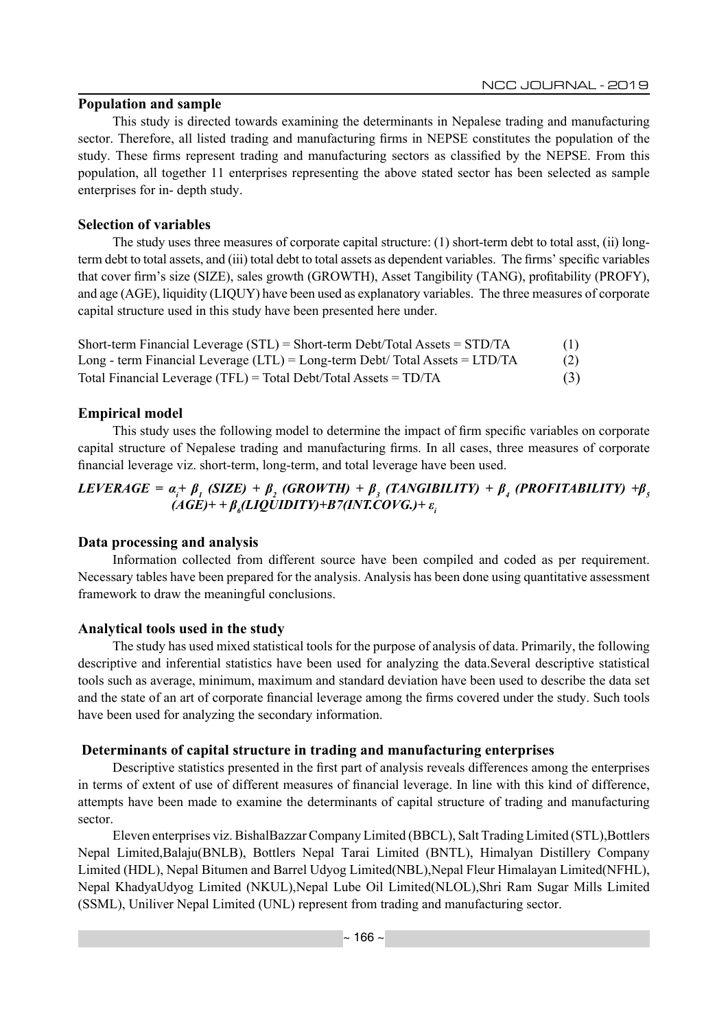### Population and sample

This study is directed towards examining the determinants in Nepalese trading and manufacturing sector. Therefore, all listed trading and manufacturing firms in NEPSE constitutes the population of the study. These firms represent trading and manufacturing sectors as classified by the NEPSE. From this population, all together 11 enterprises representing the above stated sector has been selected as sample enterprises for in- depth study.

### Selection of variables

The study uses three measures of corporate capital structure: (1) short-term debt to total asst, (ii) long-term debt to total assets, and (iii) total debt to total assets as dependent variables. The firms' specific variables that cover firm's size (SIZE), sales growth (GROWTH), Asset Tangibility (TANG), profitability (PROFY), and age (AGE), liquidity (LIQUY) have been used as explanatory variables. The three measures of corporate capital structure used in this study have been presented here under.

Short-term Financial Leverage (STL) = Short-term Debt/Total Assets = STD/TA (1)

Long - term Financial Leverage (LTL) = Long-term Debt/ Total Assets = LTD/TA (2)

Total Financial Leverage (TFL) = Total Debt/Total Assets = TD/TA (3)

### Empirical model

This study uses the following model to determine the impact of firm specific variables on corporate capital structure of Nepalese trading and manufacturing firms. In all cases, three measures of corporate financial leverage viz. short-term, long-term, and total leverage have been used.

$$LEVERAGE = \alpha_i + \beta_1 \,(SIZE) + \beta_2 \,(GROWTH) + \beta_3 \,(TANGIBILITY) + \beta_4 \,(PROFITABILITY) + \beta_5 \,(AGE) + + \beta_6 (LIQUIDITY) + B7(INT.COVG.) + \varepsilon_i$$

### Data processing and analysis

Information collected from different source have been compiled and coded as per requirement. Necessary tables have been prepared for the analysis. Analysis has been done using quantitative assessment framework to draw the meaningful conclusions.

### Analytical tools used in the study

The study has used mixed statistical tools for the purpose of analysis of data. Primarily, the following descriptive and inferential statistics have been used for analyzing the data.Several descriptive statistical tools such as average, minimum, maximum and standard deviation have been used to describe the data set and the state of an art of corporate financial leverage among the firms covered under the study. Such tools have been used for analyzing the secondary information.

### Determinants of capital structure in trading and manufacturing enterprises

Descriptive statistics presented in the first part of analysis reveals differences among the enterprises in terms of extent of use of different measures of financial leverage. In line with this kind of difference, attempts have been made to examine the determinants of capital structure of trading and manufacturing sector.

Eleven enterprises viz. BishalBazzar Company Limited (BBCL), Salt Trading Limited (STL),Bottlers Nepal Limited,Balaju(BNLB), Bottlers Nepal Tarai Limited (BNTL), Himalyan Distillery Company Limited (HDL), Nepal Bitumen and Barrel Udyog Limited(NBL),Nepal Fleur Himalayan Limited(NFHL), Nepal KhadyaUdyog Limited (NKUL),Nepal Lube Oil Limited(NLOL),Shri Ram Sugar Mills Limited (SSML), Uniliver Nepal Limited (UNL) represent from trading and manufacturing sector.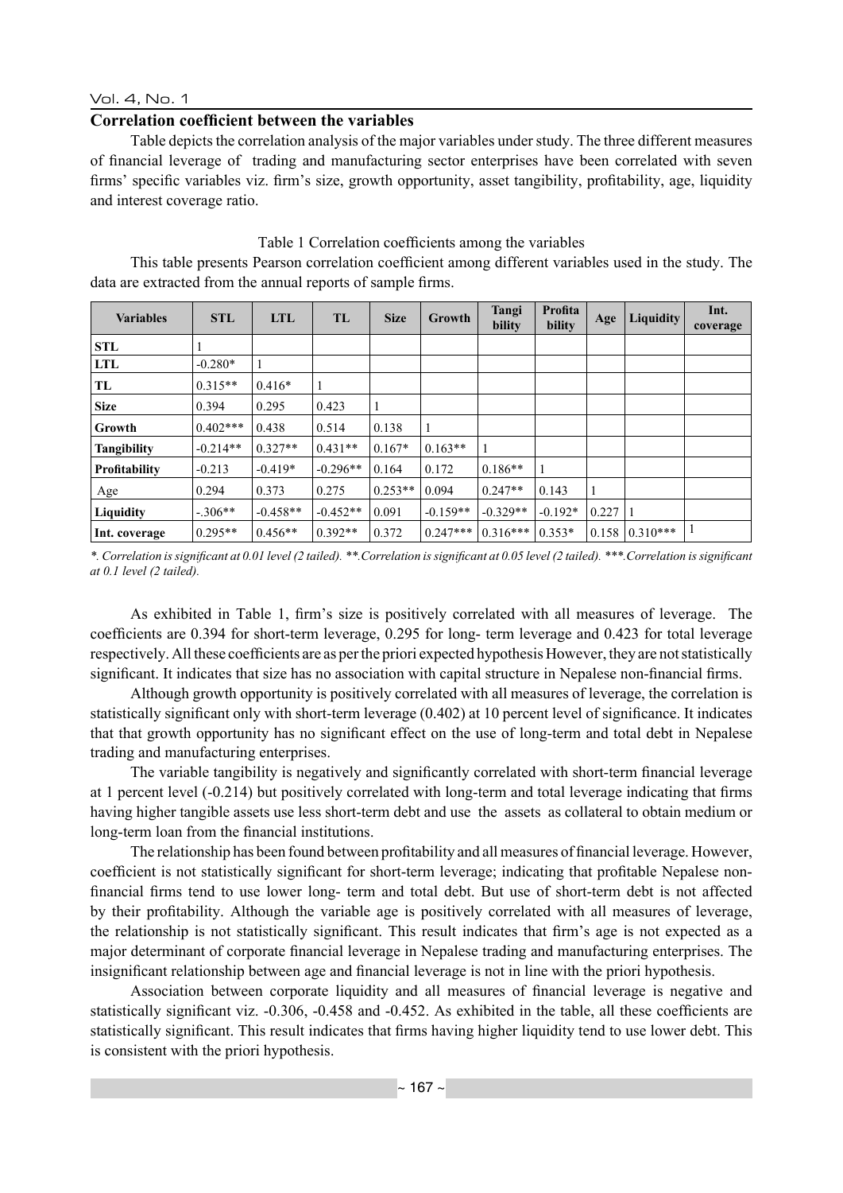### Correlation coefficient between the variables

Table depicts the correlation analysis of the major variables under study. The three different measures of financial leverage of trading and manufacturing sector enterprises have been correlated with seven firms' specific variables viz. firm's size, growth opportunity, asset tangibility, profitability, age, liquidity and interest coverage ratio.

Table 1 Correlation coefficients among the variables

This table presents Pearson correlation coefficient among different variables used in the study. The data are extracted from the annual reports of sample firms.

| Variables | STL | LTL | TL | Size | Growth | Tangibility | Profitability | Age | Liquidity | Int. coverage |
|---|---|---|---|---|---|---|---|---|---|---|
| **STL** | 1 | | | | | | | | | |
| **LTL** | -0.280* | 1 | | | | | | | | |
| **TL** | 0.315** | 0.416* | 1 | | | | | | | |
| **Size** | 0.394 | 0.295 | 0.423 | 1 | | | | | | |
| **Growth** | 0.402*** | 0.438 | 0.514 | 0.138 | 1 | | | | | |
| **Tangibility** | -0.214** | 0.327** | 0.431** | 0.167* | 0.163** | 1 | | | | |
| **Profitability** | -0.213 | -0.419* | -0.296** | 0.164 | 0.172 | 0.186** | 1 | | | |
| Age | 0.294 | 0.373 | 0.275 | 0.253** | 0.094 | 0.247** | 0.143 | 1 | | |
| **Liquidity** | -.306** | -0.458** | -0.452** | 0.091 | -0.159** | -0.329** | -0.192* | 0.227 | 1 | |
| **Int. coverage** | 0.295** | 0.456** | 0.392** | 0.372 | 0.247*** | 0.316*** | 0.353* | 0.158 | 0.310*** | 1 |

*\*. Correlation is significant at 0.01 level (2 tailed). \*\*.Correlation is significant at 0.05 level (2 tailed). \*\*\*.Correlation is significant at 0.1 level (2 tailed).*

As exhibited in Table 1, firm's size is positively correlated with all measures of leverage. The coefficients are 0.394 for short-term leverage, 0.295 for long- term leverage and 0.423 for total leverage respectively. All these coefficients are as per the priori expected hypothesis However, they are not statistically significant. It indicates that size has no association with capital structure in Nepalese non-financial firms.

Although growth opportunity is positively correlated with all measures of leverage, the correlation is statistically significant only with short-term leverage (0.402) at 10 percent level of significance. It indicates that that growth opportunity has no significant effect on the use of long-term and total debt in Nepalese trading and manufacturing enterprises.

The variable tangibility is negatively and significantly correlated with short-term financial leverage at 1 percent level (-0.214) but positively correlated with long-term and total leverage indicating that firms having higher tangible assets use less short-term debt and use the assets as collateral to obtain medium or long-term loan from the financial institutions.

The relationship has been found between profitability and all measures of financial leverage. However, coefficient is not statistically significant for short-term leverage; indicating that profitable Nepalese non-financial firms tend to use lower long- term and total debt. But use of short-term debt is not affected by their profitability. Although the variable age is positively correlated with all measures of leverage, the relationship is not statistically significant. This result indicates that firm's age is not expected as a major determinant of corporate financial leverage in Nepalese trading and manufacturing enterprises. The insignificant relationship between age and financial leverage is not in line with the priori hypothesis.

Association between corporate liquidity and all measures of financial leverage is negative and statistically significant viz. -0.306, -0.458 and -0.452. As exhibited in the table, all these coefficients are statistically significant. This result indicates that firms having higher liquidity tend to use lower debt. This is consistent with the priori hypothesis.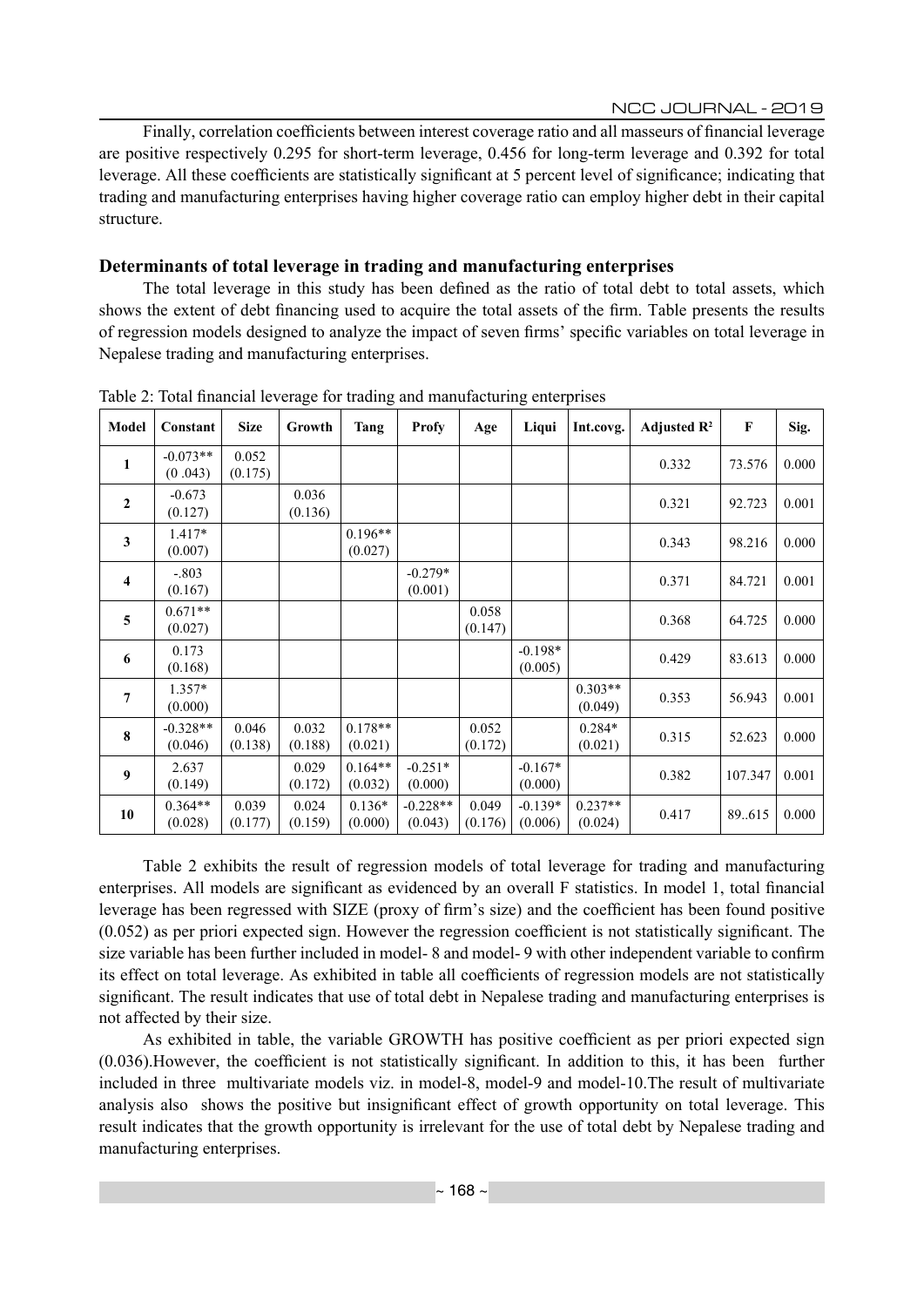Finally, correlation coefficients between interest coverage ratio and all masseurs of financial leverage are positive respectively 0.295 for short-term leverage, 0.456 for long-term leverage and 0.392 for total leverage. All these coefficients are statistically significant at 5 percent level of significance; indicating that trading and manufacturing enterprises having higher coverage ratio can employ higher debt in their capital structure.

### Determinants of total leverage in trading and manufacturing enterprises

The total leverage in this study has been defined as the ratio of total debt to total assets, which shows the extent of debt financing used to acquire the total assets of the firm. Table presents the results of regression models designed to analyze the impact of seven firms' specific variables on total leverage in Nepalese trading and manufacturing enterprises.

Table 2: Total financial leverage for trading and manufacturing enterprises

| Model | Constant | Size | Growth | Tang | Profy | Age | Liqui | Int.covg. | Adjusted $R^2$ | F | Sig. |
|---|---|---|---|---|---|---|---|---|---|---|---|
| 1 | -0.073** (0 .043) | 0.052 (0.175) | | | | | | | 0.332 | 73.576 | 0.000 |
| 2 | -0.673 (0.127) | | 0.036 (0.136) | | | | | | 0.321 | 92.723 | 0.001 |
| 3 | 1.417* (0.007) | | | 0.196** (0.027) | | | | | 0.343 | 98.216 | 0.000 |
| 4 | -.803 (0.167) | | | | -0.279* (0.001) | | | | 0.371 | 84.721 | 0.001 |
| 5 | 0.671** (0.027) | | | | | 0.058 (0.147) | | | 0.368 | 64.725 | 0.000 |
| 6 | 0.173 (0.168) | | | | | | -0.198* (0.005) | | 0.429 | 83.613 | 0.000 |
| 7 | 1.357* (0.000) | | | | | | | 0.303** (0.049) | 0.353 | 56.943 | 0.001 |
| 8 | -0.328** (0.046) | 0.046 (0.138) | 0.032 (0.188) | 0.178** (0.021) | | 0.052 (0.172) | | 0.284* (0.021) | 0.315 | 52.623 | 0.000 |
| 9 | 2.637 (0.149) | | 0.029 (0.172) | 0.164** (0.032) | -0.251* (0.000) | | -0.167* (0.000) | | 0.382 | 107.347 | 0.001 |
| 10 | 0.364** (0.028) | 0.039 (0.177) | 0.024 (0.159) | 0.136* (0.000) | -0.228** (0.043) | 0.049 (0.176) | -0.139* (0.006) | 0.237** (0.024) | 0.417 | 89..615 | 0.000 |

Table 2 exhibits the result of regression models of total leverage for trading and manufacturing enterprises. All models are significant as evidenced by an overall F statistics. In model 1, total financial leverage has been regressed with SIZE (proxy of firm's size) and the coefficient has been found positive (0.052) as per priori expected sign. However the regression coefficient is not statistically significant. The size variable has been further included in model- 8 and model- 9 with other independent variable to confirm its effect on total leverage. As exhibited in table all coefficients of regression models are not statistically significant. The result indicates that use of total debt in Nepalese trading and manufacturing enterprises is not affected by their size.

As exhibited in table, the variable GROWTH has positive coefficient as per priori expected sign (0.036).However, the coefficient is not statistically significant. In addition to this, it has been further included in three multivariate models viz. in model-8, model-9 and model-10.The result of multivariate analysis also shows the positive but insignificant effect of growth opportunity on total leverage. This result indicates that the growth opportunity is irrelevant for the use of total debt by Nepalese trading and manufacturing enterprises.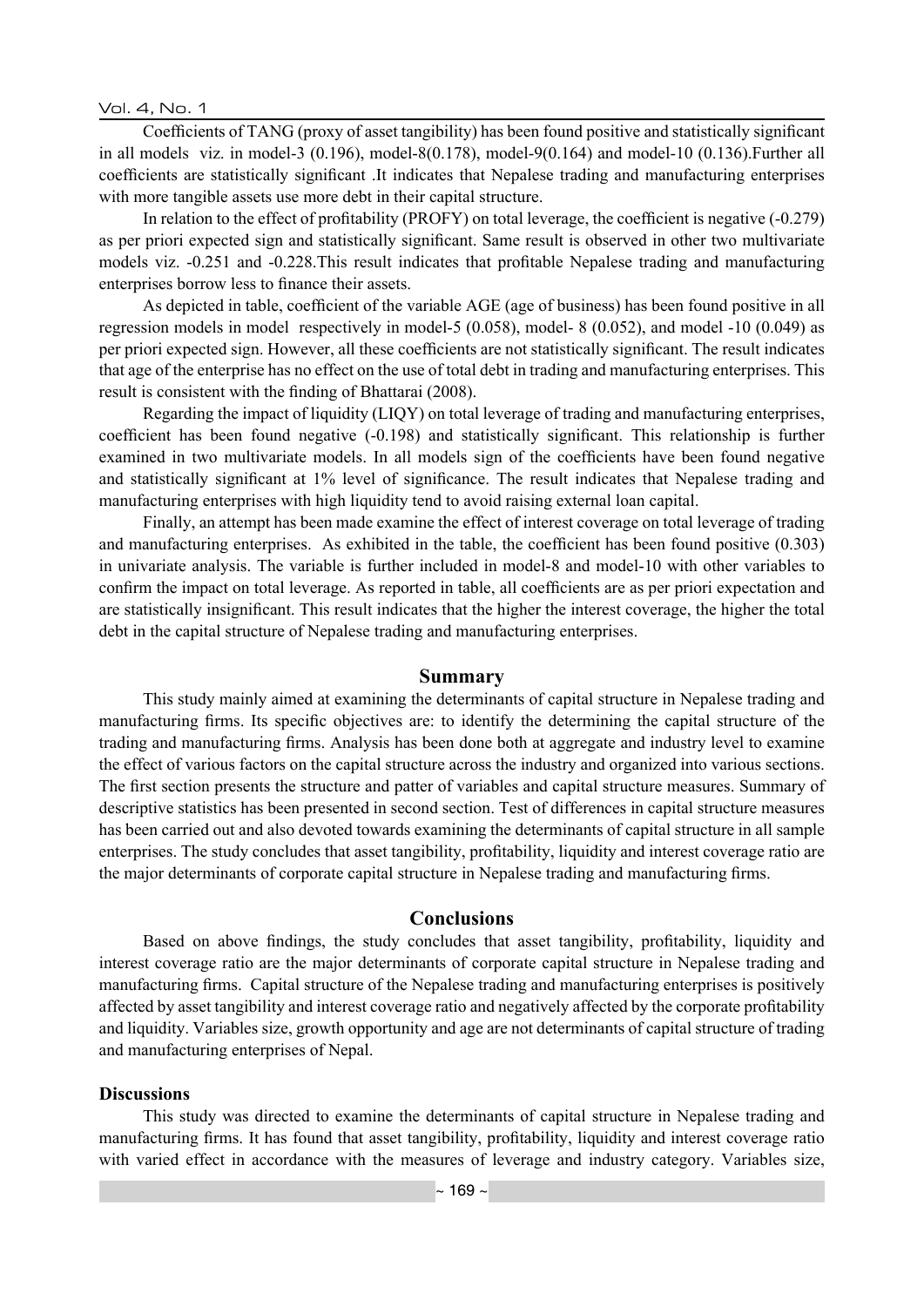Coefficients of TANG (proxy of asset tangibility) has been found positive and statistically significant in all models viz. in model-3 (0.196), model-8(0.178), model-9(0.164) and model-10 (0.136).Further all coefficients are statistically significant .It indicates that Nepalese trading and manufacturing enterprises with more tangible assets use more debt in their capital structure.

In relation to the effect of profitability (PROFY) on total leverage, the coefficient is negative (-0.279) as per priori expected sign and statistically significant. Same result is observed in other two multivariate models viz. -0.251 and -0.228.This result indicates that profitable Nepalese trading and manufacturing enterprises borrow less to finance their assets.

As depicted in table, coefficient of the variable AGE (age of business) has been found positive in all regression models in model respectively in model-5 (0.058), model- 8 (0.052), and model -10 (0.049) as per priori expected sign. However, all these coefficients are not statistically significant. The result indicates that age of the enterprise has no effect on the use of total debt in trading and manufacturing enterprises. This result is consistent with the finding of Bhattarai (2008).

Regarding the impact of liquidity (LIQY) on total leverage of trading and manufacturing enterprises, coefficient has been found negative (-0.198) and statistically significant. This relationship is further examined in two multivariate models. In all models sign of the coefficients have been found negative and statistically significant at 1% level of significance. The result indicates that Nepalese trading and manufacturing enterprises with high liquidity tend to avoid raising external loan capital.

Finally, an attempt has been made examine the effect of interest coverage on total leverage of trading and manufacturing enterprises. As exhibited in the table, the coefficient has been found positive (0.303) in univariate analysis. The variable is further included in model-8 and model-10 with other variables to confirm the impact on total leverage. As reported in table, all coefficients are as per priori expectation and are statistically insignificant. This result indicates that the higher the interest coverage, the higher the total debt in the capital structure of Nepalese trading and manufacturing enterprises.

## Summary

This study mainly aimed at examining the determinants of capital structure in Nepalese trading and manufacturing firms. Its specific objectives are: to identify the determining the capital structure of the trading and manufacturing firms. Analysis has been done both at aggregate and industry level to examine the effect of various factors on the capital structure across the industry and organized into various sections. The first section presents the structure and patter of variables and capital structure measures. Summary of descriptive statistics has been presented in second section. Test of differences in capital structure measures has been carried out and also devoted towards examining the determinants of capital structure in all sample enterprises. The study concludes that asset tangibility, profitability, liquidity and interest coverage ratio are the major determinants of corporate capital structure in Nepalese trading and manufacturing firms.

## Conclusions

Based on above findings, the study concludes that asset tangibility, profitability, liquidity and interest coverage ratio are the major determinants of corporate capital structure in Nepalese trading and manufacturing firms. Capital structure of the Nepalese trading and manufacturing enterprises is positively affected by asset tangibility and interest coverage ratio and negatively affected by the corporate profitability and liquidity. Variables size, growth opportunity and age are not determinants of capital structure of trading and manufacturing enterprises of Nepal.

### Discussions

This study was directed to examine the determinants of capital structure in Nepalese trading and manufacturing firms. It has found that asset tangibility, profitability, liquidity and interest coverage ratio with varied effect in accordance with the measures of leverage and industry category. Variables size,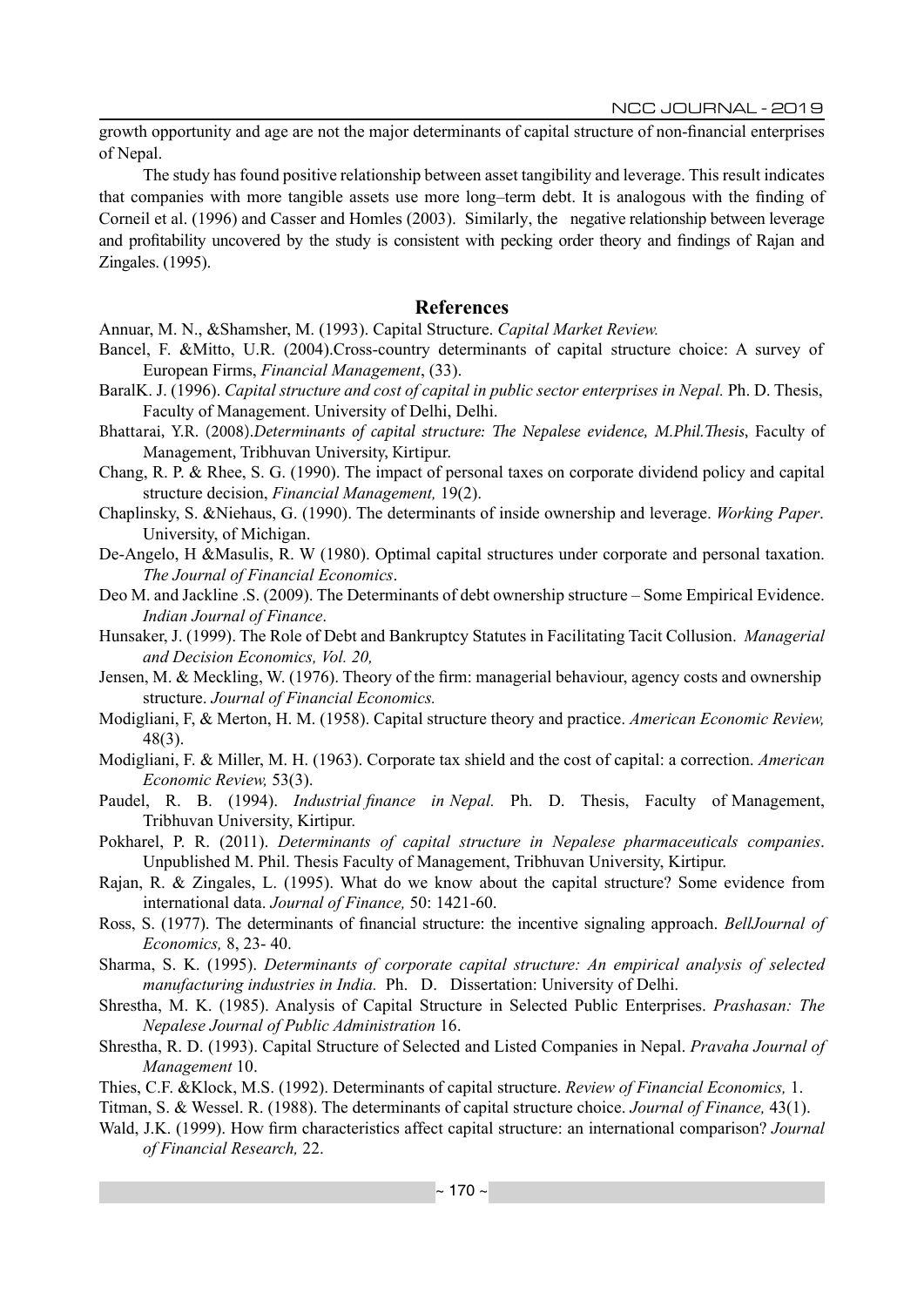growth opportunity and age are not the major determinants of capital structure of non-financial enterprises of Nepal.

The study has found positive relationship between asset tangibility and leverage. This result indicates that companies with more tangible assets use more long–term debt. It is analogous with the finding of Corneil et al. (1996) and Casser and Homles (2003). Similarly, the negative relationship between leverage and profitability uncovered by the study is consistent with pecking order theory and findings of Rajan and Zingales. (1995).

## References

Annuar, M. N., &Shamsher, M. (1993). Capital Structure. *Capital Market Review.*

Bancel, F. &Mitto, U.R. (2004).Cross-country determinants of capital structure choice: A survey of European Firms, *Financial Management*, (33).

BaralK. J. (1996). *Capital structure and cost of capital in public sector enterprises in Nepal.* Ph. D. Thesis, Faculty of Management. University of Delhi, Delhi.

Bhattarai, Y.R. (2008).*Determinants of capital structure: The Nepalese evidence, M.Phil.Thesis*, Faculty of Management, Tribhuvan University, Kirtipur.

Chang, R. P. & Rhee, S. G. (1990). The impact of personal taxes on corporate dividend policy and capital structure decision, *Financial Management,* 19(2).

Chaplinsky, S. &Niehaus, G. (1990). The determinants of inside ownership and leverage. *Working Paper*. University, of Michigan.

De-Angelo, H &Masulis, R. W (1980). Optimal capital structures under corporate and personal taxation. *The Journal of Financial Economics*.

Deo M. and Jackline .S. (2009). The Determinants of debt ownership structure – Some Empirical Evidence. *Indian Journal of Finance*.

Hunsaker, J. (1999). The Role of Debt and Bankruptcy Statutes in Facilitating Tacit Collusion. *Managerial and Decision Economics, Vol. 20,*

Jensen, M. & Meckling, W. (1976). Theory of the firm: managerial behaviour, agency costs and ownership structure. *Journal of Financial Economics.*

Modigliani, F, & Merton, H. M. (1958). Capital structure theory and practice. *American Economic Review,* 48(3).

Modigliani, F. & Miller, M. H. (1963). Corporate tax shield and the cost of capital: a correction. *American Economic Review,* 53(3).

Paudel, R. B. (1994). *Industrial finance in Nepal.* Ph. D. Thesis, Faculty of Management, Tribhuvan University, Kirtipur.

Pokharel, P. R. (2011). *Determinants of capital structure in Nepalese pharmaceuticals companies*. Unpublished M. Phil. Thesis Faculty of Management, Tribhuvan University, Kirtipur.

Rajan, R. & Zingales, L. (1995). What do we know about the capital structure? Some evidence from international data. *Journal of Finance,* 50: 1421-60.

Ross, S. (1977). The determinants of financial structure: the incentive signaling approach. *BellJournal of Economics,* 8, 23- 40.

Sharma, S. K. (1995). *Determinants of corporate capital structure: An empirical analysis of selected manufacturing industries in India.* Ph. D. Dissertation: University of Delhi.

Shrestha, M. K. (1985). Analysis of Capital Structure in Selected Public Enterprises. *Prashasan: The Nepalese Journal of Public Administration* 16.

Shrestha, R. D. (1993). Capital Structure of Selected and Listed Companies in Nepal. *Pravaha Journal of Management* 10.

Thies, C.F. &Klock, M.S. (1992). Determinants of capital structure. *Review of Financial Economics,* 1.

Titman, S. & Wessel. R. (1988). The determinants of capital structure choice. *Journal of Finance,* 43(1).

Wald, J.K. (1999). How firm characteristics affect capital structure: an international comparison? *Journal of Financial Research,* 22.